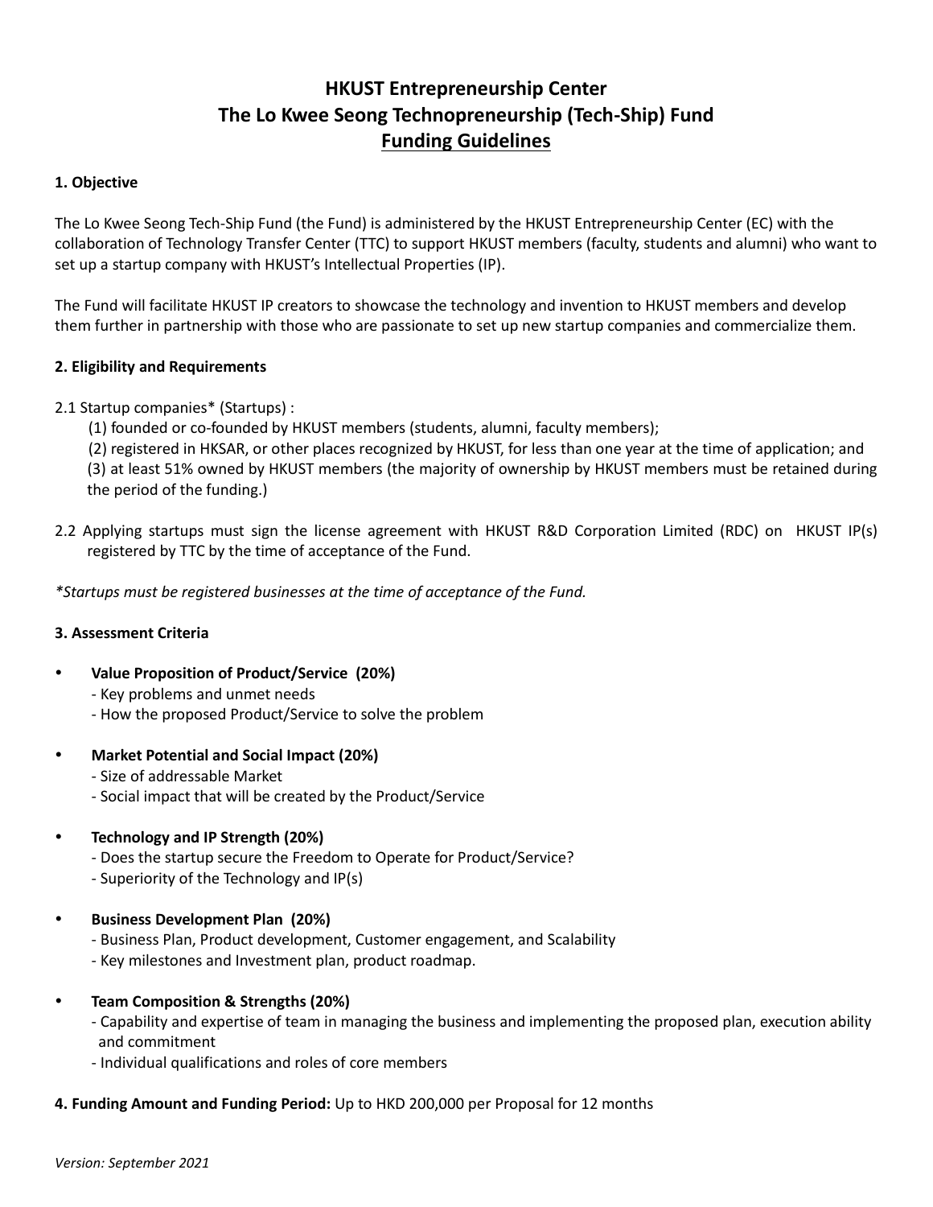# HKUST Entrepreneurship Center
# The Lo Kwee Seong Technopreneurship (Tech-Ship) Fund
# Funding Guidelines

### 1. Objective

The Lo Kwee Seong Tech-Ship Fund (the Fund) is administered by the HKUST Entrepreneurship Center (EC) with the collaboration of Technology Transfer Center (TTC) to support HKUST members (faculty, students and alumni) who want to set up a startup company with HKUST's Intellectual Properties (IP).

The Fund will facilitate HKUST IP creators to showcase the technology and invention to HKUST members and develop them further in partnership with those who are passionate to set up new startup companies and commercialize them.

### 2. Eligibility and Requirements

2.1 Startup companies* (Startups) :

(1) founded or co-founded by HKUST members (students, alumni, faculty members);
(2) registered in HKSAR, or other places recognized by HKUST, for less than one year at the time of application; and
(3) at least 51% owned by HKUST members (the majority of ownership by HKUST members must be retained during the period of the funding.)

2.2 Applying startups must sign the license agreement with HKUST R&D Corporation Limited (RDC) on HKUST IP(s) registered by TTC by the time of acceptance of the Fund.

*\*Startups must be registered businesses at the time of acceptance of the Fund.*

### 3. Assessment Criteria

- **Value Proposition of Product/Service (20%)**
  - Key problems and unmet needs
  - How the proposed Product/Service to solve the problem
- **Market Potential and Social Impact (20%)**
  - Size of addressable Market
  - Social impact that will be created by the Product/Service
- **Technology and IP Strength (20%)**
  - Does the startup secure the Freedom to Operate for Product/Service?
  - Superiority of the Technology and IP(s)
- **Business Development Plan (20%)**
  - Business Plan, Product development, Customer engagement, and Scalability
  - Key milestones and Investment plan, product roadmap.
- **Team Composition & Strengths (20%)**
  - Capability and expertise of team in managing the business and implementing the proposed plan, execution ability and commitment
  - Individual qualifications and roles of core members

**4. Funding Amount and Funding Period:** Up to HKD 200,000 per Proposal for 12 months

*Version: September 2021*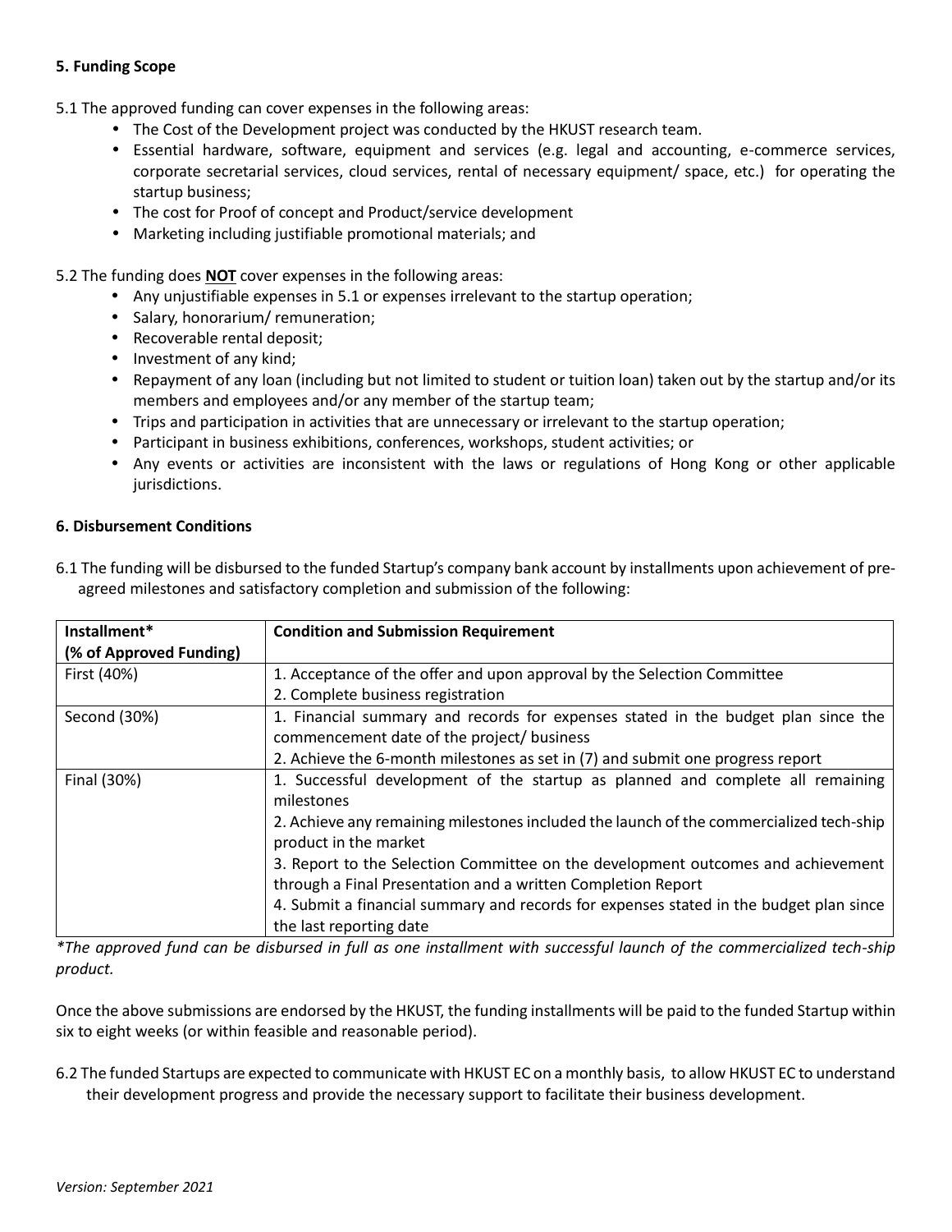**5. Funding Scope**

5.1 The approved funding can cover expenses in the following areas:

- The Cost of the Development project was conducted by the HKUST research team.
- Essential hardware, software, equipment and services (e.g. legal and accounting, e-commerce services, corporate secretarial services, cloud services, rental of necessary equipment/ space, etc.) for operating the startup business;
- The cost for Proof of concept and Product/service development
- Marketing including justifiable promotional materials; and

5.2 The funding does **NOT** cover expenses in the following areas:

- Any unjustifiable expenses in 5.1 or expenses irrelevant to the startup operation;
- Salary, honorarium/ remuneration;
- Recoverable rental deposit;
- Investment of any kind;
- Repayment of any loan (including but not limited to student or tuition loan) taken out by the startup and/or its members and employees and/or any member of the startup team;
- Trips and participation in activities that are unnecessary or irrelevant to the startup operation;
- Participant in business exhibitions, conferences, workshops, student activities; or
- Any events or activities are inconsistent with the laws or regulations of Hong Kong or other applicable jurisdictions.

**6. Disbursement Conditions**

6.1 The funding will be disbursed to the funded Startup's company bank account by installments upon achievement of pre-agreed milestones and satisfactory completion and submission of the following:

| Installment* (% of Approved Funding) | Condition and Submission Requirement |
|---|---|
| First (40%) | 1. Acceptance of the offer and upon approval by the Selection Committee<br>2. Complete business registration |
| Second (30%) | 1. Financial summary and records for expenses stated in the budget plan since the commencement date of the project/ business<br>2. Achieve the 6-month milestones as set in (7) and submit one progress report |
| Final (30%) | 1. Successful development of the startup as planned and complete all remaining milestones<br>2. Achieve any remaining milestones included the launch of the commercialized tech-ship product in the market<br>3. Report to the Selection Committee on the development outcomes and achievement through a Final Presentation and a written Completion Report<br>4. Submit a financial summary and records for expenses stated in the budget plan since the last reporting date |

*\*The approved fund can be disbursed in full as one installment with successful launch of the commercialized tech-ship product.*

Once the above submissions are endorsed by the HKUST, the funding installments will be paid to the funded Startup within six to eight weeks (or within feasible and reasonable period).

6.2 The funded Startups are expected to communicate with HKUST EC on a monthly basis, to allow HKUST EC to understand their development progress and provide the necessary support to facilitate their business development.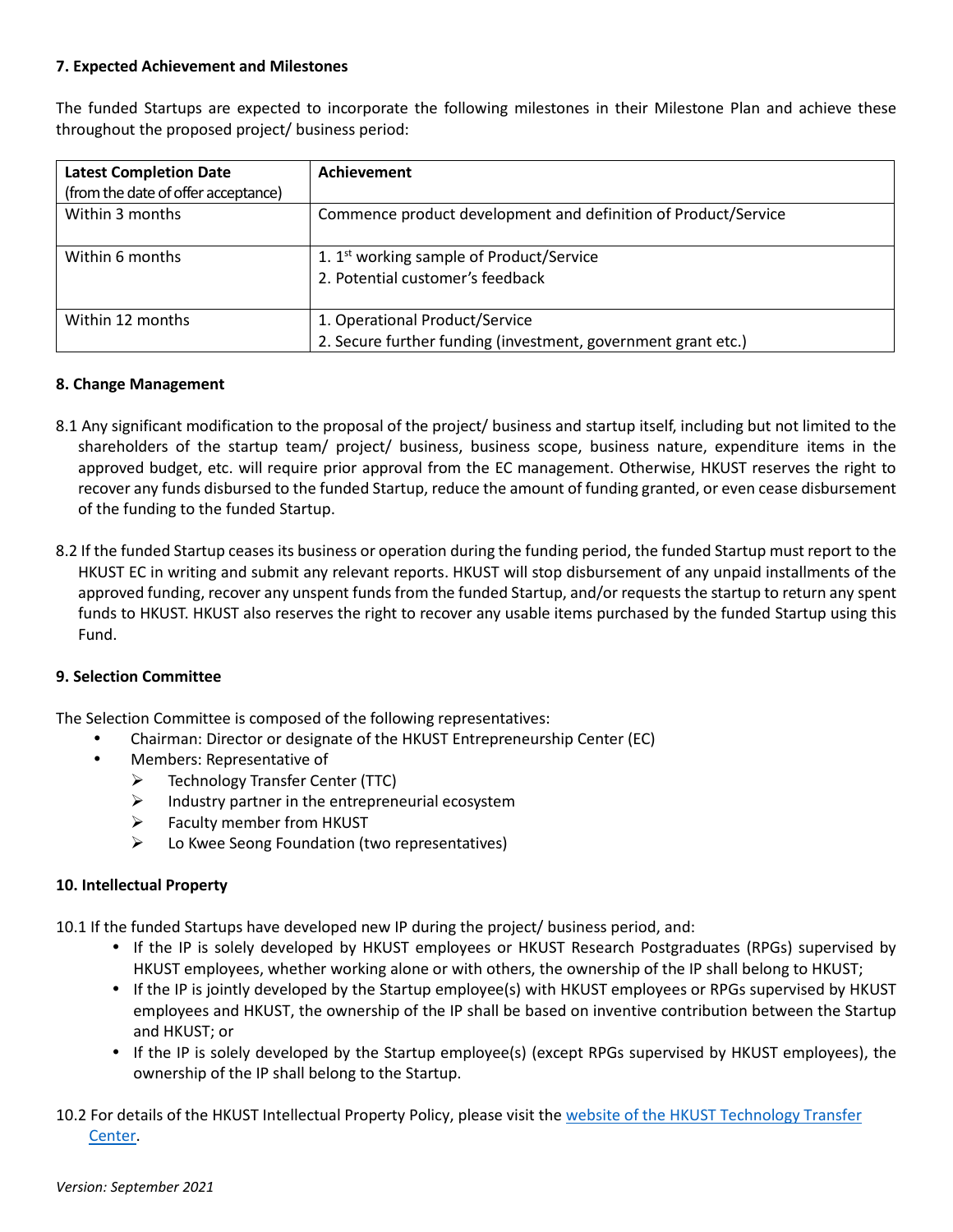**7. Expected Achievement and Milestones**

The funded Startups are expected to incorporate the following milestones in their Milestone Plan and achieve these throughout the proposed project/ business period:

| **Latest Completion Date** (from the date of offer acceptance) | **Achievement** |
|---|---|
| Within 3 months | Commence product development and definition of Product/Service |
| Within 6 months | 1. 1st working sample of Product/Service<br>2. Potential customer's feedback |
| Within 12 months | 1. Operational Product/Service<br>2. Secure further funding (investment, government grant etc.) |

**8. Change Management**

8.1 Any significant modification to the proposal of the project/ business and startup itself, including but not limited to the shareholders of the startup team/ project/ business, business scope, business nature, expenditure items in the approved budget, etc. will require prior approval from the EC management. Otherwise, HKUST reserves the right to recover any funds disbursed to the funded Startup, reduce the amount of funding granted, or even cease disbursement of the funding to the funded Startup.

8.2 If the funded Startup ceases its business or operation during the funding period, the funded Startup must report to the HKUST EC in writing and submit any relevant reports. HKUST will stop disbursement of any unpaid installments of the approved funding, recover any unspent funds from the funded Startup, and/or requests the startup to return any spent funds to HKUST. HKUST also reserves the right to recover any usable items purchased by the funded Startup using this Fund.

**9. Selection Committee**

The Selection Committee is composed of the following representatives:

- Chairman: Director or designate of the HKUST Entrepreneurship Center (EC)
- Members: Representative of
  - Technology Transfer Center (TTC)
  - Industry partner in the entrepreneurial ecosystem
  - Faculty member from HKUST
  - Lo Kwee Seong Foundation (two representatives)

**10. Intellectual Property**

10.1 If the funded Startups have developed new IP during the project/ business period, and:

- If the IP is solely developed by HKUST employees or HKUST Research Postgraduates (RPGs) supervised by HKUST employees, whether working alone or with others, the ownership of the IP shall belong to HKUST;
- If the IP is jointly developed by the Startup employee(s) with HKUST employees or RPGs supervised by HKUST employees and HKUST, the ownership of the IP shall be based on inventive contribution between the Startup and HKUST; or
- If the IP is solely developed by the Startup employee(s) (except RPGs supervised by HKUST employees), the ownership of the IP shall belong to the Startup.

10.2 For details of the HKUST Intellectual Property Policy, please visit the website of the HKUST Technology Transfer Center.

*Version: September 2021*